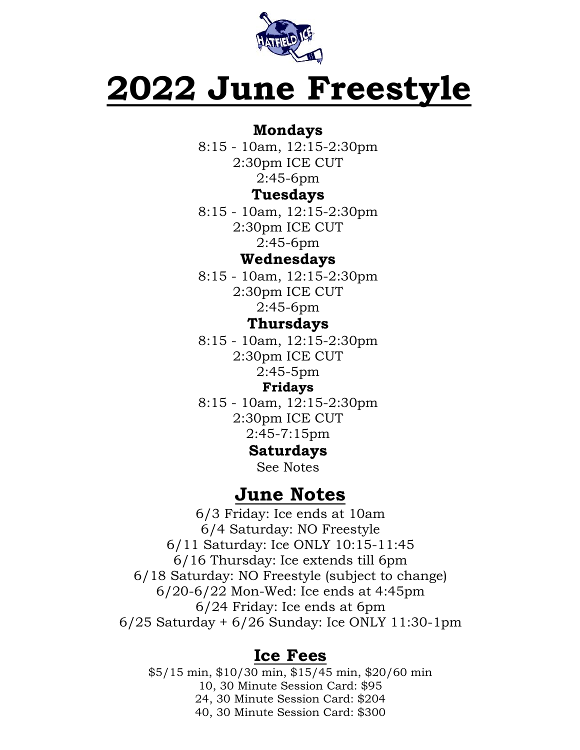# 2022 June Freestyle

**Mondays**
8:15 - 10am, 12:15-2:30pm
2:30pm ICE CUT
2:45-6pm

**Tuesdays**
8:15 - 10am, 12:15-2:30pm
2:30pm ICE CUT
2:45-6pm

**Wednesdays**
8:15 - 10am, 12:15-2:30pm
2:30pm ICE CUT
2:45-6pm

**Thursdays**
8:15 - 10am, 12:15-2:30pm
2:30pm ICE CUT
2:45-5pm

**Fridays**
8:15 - 10am, 12:15-2:30pm
2:30pm ICE CUT
2:45-7:15pm

**Saturdays**
See Notes

## June Notes

6/3 Friday: Ice ends at 10am
6/4 Saturday: NO Freestyle
6/11 Saturday: Ice ONLY 10:15-11:45
6/16 Thursday: Ice extends till 6pm
6/18 Saturday: NO Freestyle (subject to change)
6/20-6/22 Mon-Wed: Ice ends at 4:45pm
6/24 Friday: Ice ends at 6pm
6/25 Saturday + 6/26 Sunday: Ice ONLY 11:30-1pm

## Ice Fees

$5/15 min, $10/30 min, $15/45 min, $20/60 min
10, 30 Minute Session Card: $95
24, 30 Minute Session Card: $204
40, 30 Minute Session Card: $300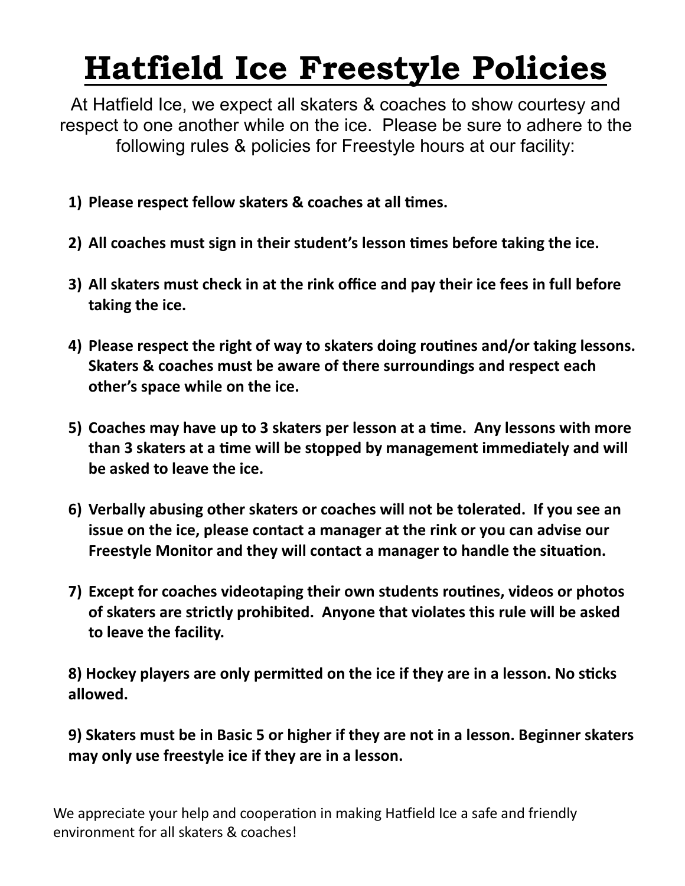# Hatfield Ice Freestyle Policies

At Hatfield Ice, we expect all skaters & coaches to show courtesy and respect to one another while on the ice. Please be sure to adhere to the following rules & policies for Freestyle hours at our facility:

1) **Please respect fellow skaters & coaches at all times.**

2) **All coaches must sign in their student's lesson times before taking the ice.**

3) **All skaters must check in at the rink office and pay their ice fees in full before taking the ice.**

4) **Please respect the right of way to skaters doing routines and/or taking lessons. Skaters & coaches must be aware of there surroundings and respect each other's space while on the ice.**

5) **Coaches may have up to 3 skaters per lesson at a time. Any lessons with more than 3 skaters at a time will be stopped by management immediately and will be asked to leave the ice.**

6) **Verbally abusing other skaters or coaches will not be tolerated. If you see an issue on the ice, please contact a manager at the rink or you can advise our Freestyle Monitor and they will contact a manager to handle the situation.**

7) **Except for coaches videotaping their own students routines, videos or photos of skaters are strictly prohibited. Anyone that violates this rule will be asked to leave the facility.**

8) **Hockey players are only permitted on the ice if they are in a lesson. No sticks allowed.**

9) **Skaters must be in Basic 5 or higher if they are not in a lesson. Beginner skaters may only use freestyle ice if they are in a lesson.**

We appreciate your help and cooperation in making Hatfield Ice a safe and friendly environment for all skaters & coaches!